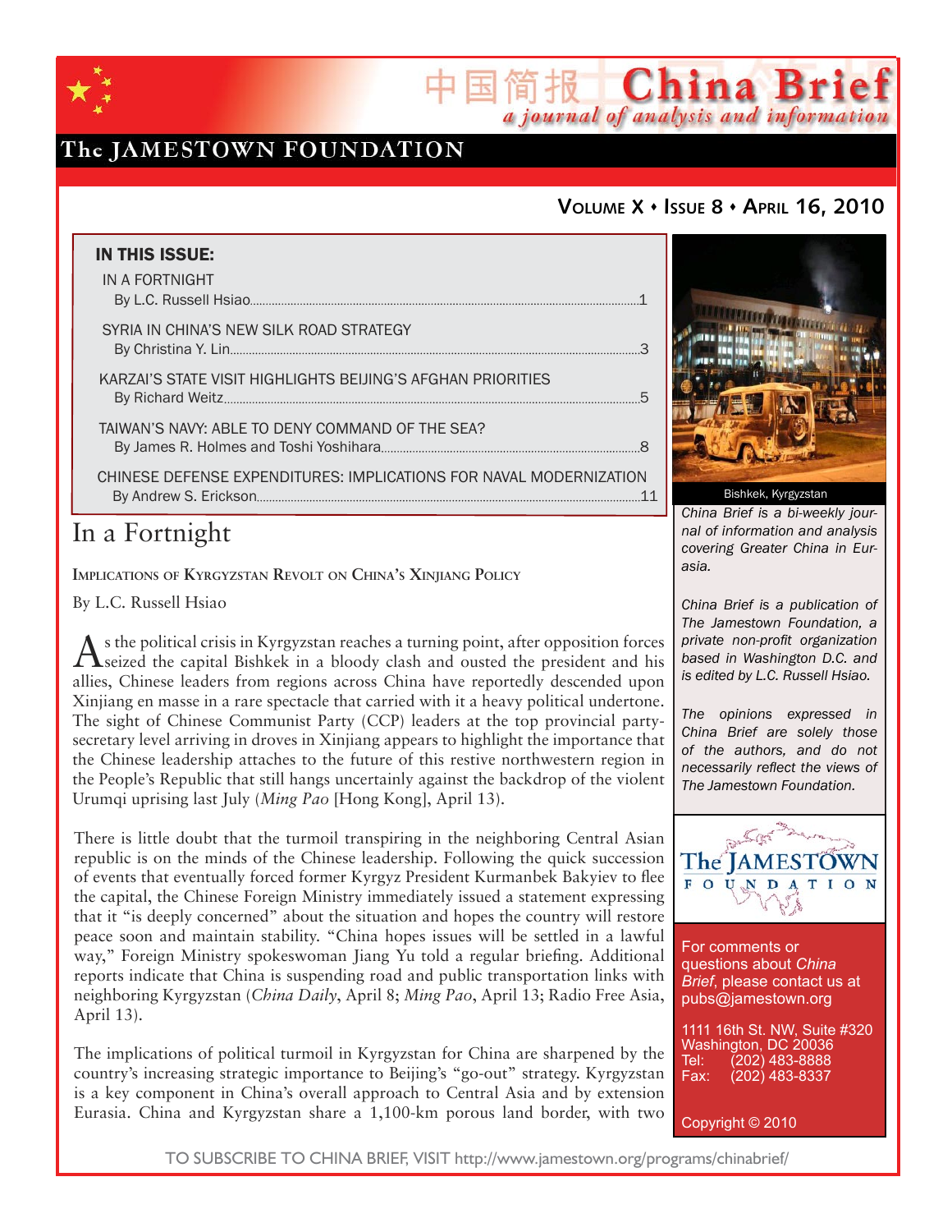# China Brief

*a journal of analysis and information*

The JAMESTOWN FOUNDATION

**Volume X • Issue 8 • April 16, 2010**

**IN THIS ISSUE:**

IN A FORTNIGHT
By L.C. Russell Hsiao....1

SYRIA IN CHINA'S NEW SILK ROAD STRATEGY
By Christina Y. Lin....3

KARZAI'S STATE VISIT HIGHLIGHTS BEIJING'S AFGHAN PRIORITIES
By Richard Weitz....5

TAIWAN'S NAVY: ABLE TO DENY COMMAND OF THE SEA?
By James R. Holmes and Toshi Yoshihara....8

CHINESE DEFENSE EXPENDITURES: IMPLICATIONS FOR NAVAL MODERNIZATION
By Andrew S. Erickson....11

Bishkek, Kyrgyzstan

*China Brief is a bi-weekly journal of information and analysis covering Greater China in Eurasia.*

*China Brief is a publication of The Jamestown Foundation, a private non-profit organization based in Washington D.C. and is edited by L.C. Russell Hsiao.*

*The opinions expressed in China Brief are solely those of the authors, and do not necessarily reflect the views of The Jamestown Foundation.*

For comments or questions about *China Brief*, please contact us at pubs@jamestown.org

1111 16th St. NW, Suite #320
Washington, DC 20036
Tel: (202) 483-8888
Fax: (202) 483-8337

Copyright © 2010

## In a Fortnight

**Implications of Kyrgyzstan Revolt on China's Xinjiang Policy**

By L.C. Russell Hsiao

As the political crisis in Kyrgyzstan reaches a turning point, after opposition forces seized the capital Bishkek in a bloody clash and ousted the president and his allies, Chinese leaders from regions across China have reportedly descended upon Xinjiang en masse in a rare spectacle that carried with it a heavy political undertone. The sight of Chinese Communist Party (CCP) leaders at the top provincial party-secretary level arriving in droves in Xinjiang appears to highlight the importance that the Chinese leadership attaches to the future of this restive northwestern region in the People's Republic that still hangs uncertainly against the backdrop of the violent Urumqi uprising last July (*Ming Pao* [Hong Kong], April 13).

There is little doubt that the turmoil transpiring in the neighboring Central Asian republic is on the minds of the Chinese leadership. Following the quick succession of events that eventually forced former Kyrgyz President Kurmanbek Bakiyev to flee the capital, the Chinese Foreign Ministry immediately issued a statement expressing that it "is deeply concerned" about the situation and hopes the country will restore peace soon and maintain stability. "China hopes issues will be settled in a lawful way," Foreign Ministry spokeswoman Jiang Yu told a regular briefing. Additional reports indicate that China is suspending road and public transportation links with neighboring Kyrgyzstan (*China Daily*, April 8; *Ming Pao*, April 13; Radio Free Asia, April 13).

The implications of political turmoil in Kyrgyzstan for China are sharpened by the country's increasing strategic importance to Beijing's "go-out" strategy. Kyrgyzstan is a key component in China's overall approach to Central Asia and by extension Eurasia. China and Kyrgyzstan share a 1,100-km porous land border, with two

TO SUBSCRIBE TO CHINA BRIEF, VISIT http://www.jamestown.org/programs/chinabrief/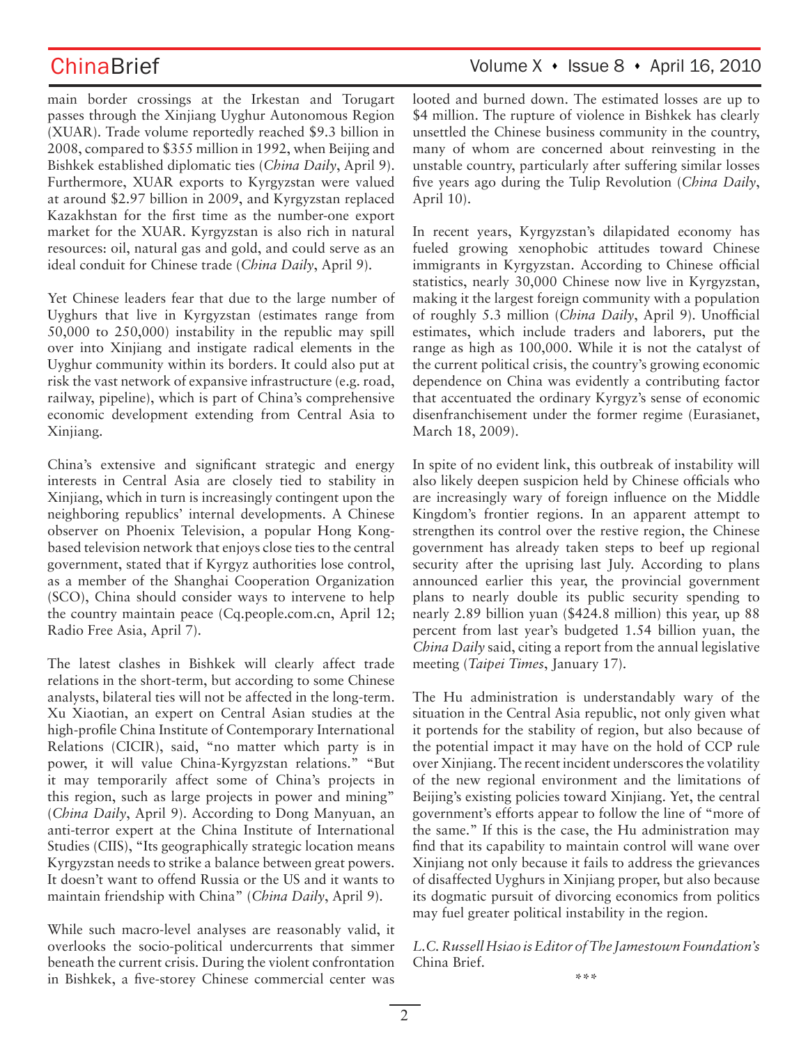main border crossings at the Irkestan and Torugart passes through the Xinjiang Uyghur Autonomous Region (XUAR). Trade volume reportedly reached $9.3 billion in 2008, compared to $355 million in 1992, when Beijing and Bishkek established diplomatic ties (*China Daily*, April 9). Furthermore, XUAR exports to Kyrgyzstan were valued at around $2.97 billion in 2009, and Kyrgyzstan replaced Kazakhstan for the first time as the number-one export market for the XUAR. Kyrgyzstan is also rich in natural resources: oil, natural gas and gold, and could serve as an ideal conduit for Chinese trade (*China Daily*, April 9).

Yet Chinese leaders fear that due to the large number of Uyghurs that live in Kyrgyzstan (estimates range from 50,000 to 250,000) instability in the republic may spill over into Xinjiang and instigate radical elements in the Uyghur community within its borders. It could also put at risk the vast network of expansive infrastructure (e.g. road, railway, pipeline), which is part of China's comprehensive economic development extending from Central Asia to Xinjiang.

China's extensive and significant strategic and energy interests in Central Asia are closely tied to stability in Xinjiang, which in turn is increasingly contingent upon the neighboring republics' internal developments. A Chinese observer on Phoenix Television, a popular Hong Kong-based television network that enjoys close ties to the central government, stated that if Kyrgyz authorities lose control, as a member of the Shanghai Cooperation Organization (SCO), China should consider ways to intervene to help the country maintain peace (Cq.people.com.cn, April 12; Radio Free Asia, April 7).

The latest clashes in Bishkek will clearly affect trade relations in the short-term, but according to some Chinese analysts, bilateral ties will not be affected in the long-term. Xu Xiaotian, an expert on Central Asian studies at the high-profile China Institute of Contemporary International Relations (CICIR), said, "no matter which party is in power, it will value China-Kyrgyzstan relations." "But it may temporarily affect some of China's projects in this region, such as large projects in power and mining" (*China Daily*, April 9). According to Dong Manyuan, an anti-terror expert at the China Institute of International Studies (CIIS), "Its geographically strategic location means Kyrgyzstan needs to strike a balance between great powers. It doesn't want to offend Russia or the US and it wants to maintain friendship with China" (*China Daily*, April 9).

While such macro-level analyses are reasonably valid, it overlooks the socio-political undercurrents that simmer beneath the current crisis. During the violent confrontation in Bishkek, a five-storey Chinese commercial center was looted and burned down. The estimated losses are up to $4 million. The rupture of violence in Bishkek has clearly unsettled the Chinese business community in the country, many of whom are concerned about reinvesting in the unstable country, particularly after suffering similar losses five years ago during the Tulip Revolution (*China Daily*, April 10).

In recent years, Kyrgyzstan's dilapidated economy has fueled growing xenophobic attitudes toward Chinese immigrants in Kyrgyzstan. According to Chinese official statistics, nearly 30,000 Chinese now live in Kyrgyzstan, making it the largest foreign community with a population of roughly 5.3 million (*China Daily*, April 9). Unofficial estimates, which include traders and laborers, put the range as high as 100,000. While it is not the catalyst of the current political crisis, the country's growing economic dependence on China was evidently a contributing factor that accentuated the ordinary Kyrgyz's sense of economic disenfranchisement under the former regime (Eurasianet, March 18, 2009).

In spite of no evident link, this outbreak of instability will also likely deepen suspicion held by Chinese officials who are increasingly wary of foreign influence on the Middle Kingdom's frontier regions. In an apparent attempt to strengthen its control over the restive region, the Chinese government has already taken steps to beef up regional security after the uprising last July. According to plans announced earlier this year, the provincial government plans to nearly double its public security spending to nearly 2.89 billion yuan ($424.8 million) this year, up 88 percent from last year's budgeted 1.54 billion yuan, the *China Daily* said, citing a report from the annual legislative meeting (*Taipei Times*, January 17).

The Hu administration is understandably wary of the situation in the Central Asia republic, not only given what it portends for the stability of region, but also because of the potential impact it may have on the hold of CCP rule over Xinjiang. The recent incident underscores the volatility of the new regional environment and the limitations of Beijing's existing policies toward Xinjiang. Yet, the central government's efforts appear to follow the line of "more of the same." If this is the case, the Hu administration may find that its capability to maintain control will wane over Xinjiang not only because it fails to address the grievances of disaffected Uyghurs in Xinjiang proper, but also because its dogmatic pursuit of divorcing economics from politics may fuel greater political instability in the region.

*L.C. Russell Hsiao is Editor of The Jamestown Foundation's* China Brief.

\*\*\*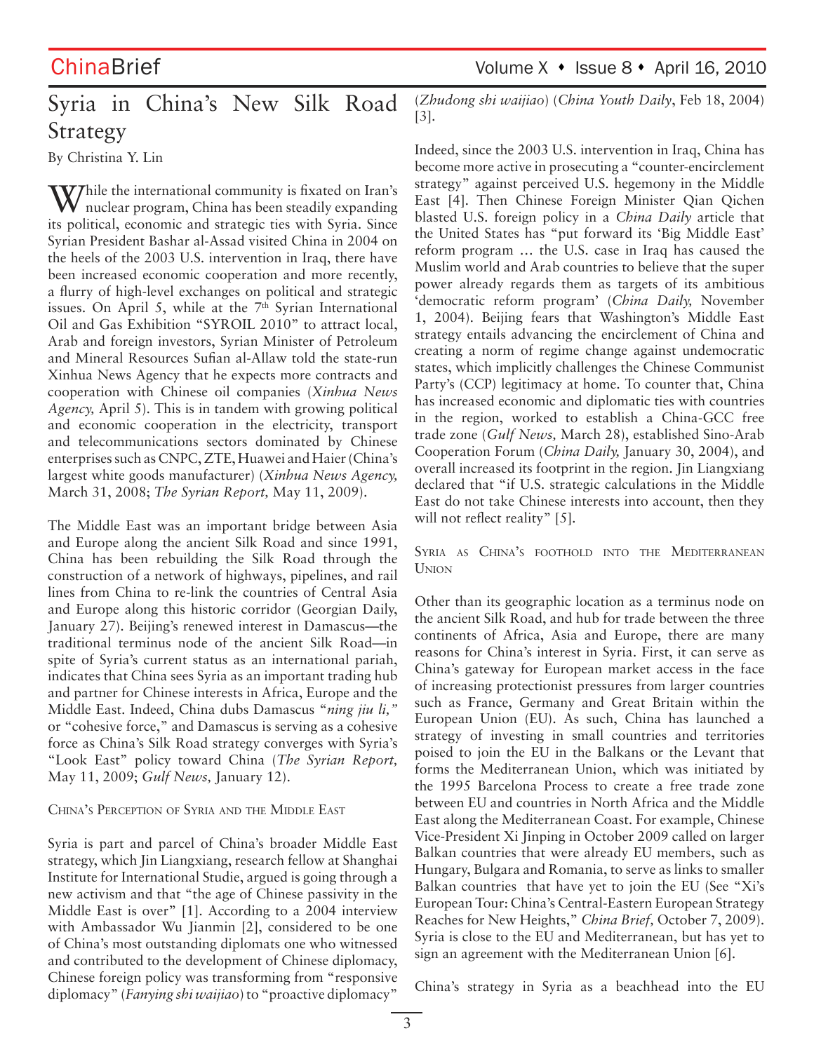# Syria in China's New Silk Road Strategy

By Christina Y. Lin

While the international community is fixated on Iran's nuclear program, China has been steadily expanding its political, economic and strategic ties with Syria. Since Syrian President Bashar al-Assad visited China in 2004 on the heels of the 2003 U.S. intervention in Iraq, there have been increased economic cooperation and more recently, a flurry of high-level exchanges on political and strategic issues. On April 5, while at the 7th Syrian International Oil and Gas Exhibition "SYROIL 2010" to attract local, Arab and foreign investors, Syrian Minister of Petroleum and Mineral Resources Sufian al-Allaw told the state-run Xinhua News Agency that he expects more contracts and cooperation with Chinese oil companies (*Xinhua News Agency,* April 5). This is in tandem with growing political and economic cooperation in the electricity, transport and telecommunications sectors dominated by Chinese enterprises such as CNPC, ZTE, Huawei and Haier (China's largest white goods manufacturer) (*Xinhua News Agency,* March 31, 2008; *The Syrian Report,* May 11, 2009).

The Middle East was an important bridge between Asia and Europe along the ancient Silk Road and since 1991, China has been rebuilding the Silk Road through the construction of a network of highways, pipelines, and rail lines from China to re-link the countries of Central Asia and Europe along this historic corridor (Georgian Daily, January 27). Beijing's renewed interest in Damascus—the traditional terminus node of the ancient Silk Road—in spite of Syria's current status as an international pariah, indicates that China sees Syria as an important trading hub and partner for Chinese interests in Africa, Europe and the Middle East. Indeed, China dubs Damascus "*ning jiu li,"* or "cohesive force," and Damascus is serving as a cohesive force as China's Silk Road strategy converges with Syria's "Look East" policy toward China (*The Syrian Report,* May 11, 2009; *Gulf News,* January 12).

## China's Perception of Syria and the Middle East

Syria is part and parcel of China's broader Middle East strategy, which Jin Liangxiang, research fellow at Shanghai Institute for International Studie, argued is going through a new activism and that "the age of Chinese passivity in the Middle East is over" [1]. According to a 2004 interview with Ambassador Wu Jianmin [2], considered to be one of China's most outstanding diplomats one who witnessed and contributed to the development of Chinese diplomacy, Chinese foreign policy was transforming from "responsive diplomacy" (*Fanying shi waijiao*) to "proactive diplomacy" (*Zhudong shi waijiao*) (*China Youth Daily*, Feb 18, 2004) [3].

Indeed, since the 2003 U.S. intervention in Iraq, China has become more active in prosecuting a "counter-encirclement strategy" against perceived U.S. hegemony in the Middle East [4]. Then Chinese Foreign Minister Qian Qichen blasted U.S. foreign policy in a *China Daily* article that the United States has "put forward its 'Big Middle East' reform program … the U.S. case in Iraq has caused the Muslim world and Arab countries to believe that the super power already regards them as targets of its ambitious 'democratic reform program' (*China Daily,* November 1, 2004). Beijing fears that Washington's Middle East strategy entails advancing the encirclement of China and creating a norm of regime change against undemocratic states, which implicitly challenges the Chinese Communist Party's (CCP) legitimacy at home. To counter that, China has increased economic and diplomatic ties with countries in the region, worked to establish a China-GCC free trade zone (*Gulf News,* March 28), established Sino-Arab Cooperation Forum (*China Daily,* January 30, 2004), and overall increased its footprint in the region. Jin Liangxiang declared that "if U.S. strategic calculations in the Middle East do not take Chinese interests into account, then they will not reflect reality" [5].

## Syria as China's foothold into the Mediterranean Union

Other than its geographic location as a terminus node on the ancient Silk Road, and hub for trade between the three continents of Africa, Asia and Europe, there are many reasons for China's interest in Syria. First, it can serve as China's gateway for European market access in the face of increasing protectionist pressures from larger countries such as France, Germany and Great Britain within the European Union (EU). As such, China has launched a strategy of investing in small countries and territories poised to join the EU in the Balkans or the Levant that forms the Mediterranean Union, which was initiated by the 1995 Barcelona Process to create a free trade zone between EU and countries in North Africa and the Middle East along the Mediterranean Coast. For example, Chinese Vice-President Xi Jinping in October 2009 called on larger Balkan countries that were already EU members, such as Hungary, Bulgara and Romania, to serve as links to smaller Balkan countries that have yet to join the EU (See "Xi's European Tour: China's Central-Eastern European Strategy Reaches for New Heights," *China Brief,* October 7, 2009). Syria is close to the EU and Mediterranean, but has yet to sign an agreement with the Mediterranean Union [6].

China's strategy in Syria as a beachhead into the EU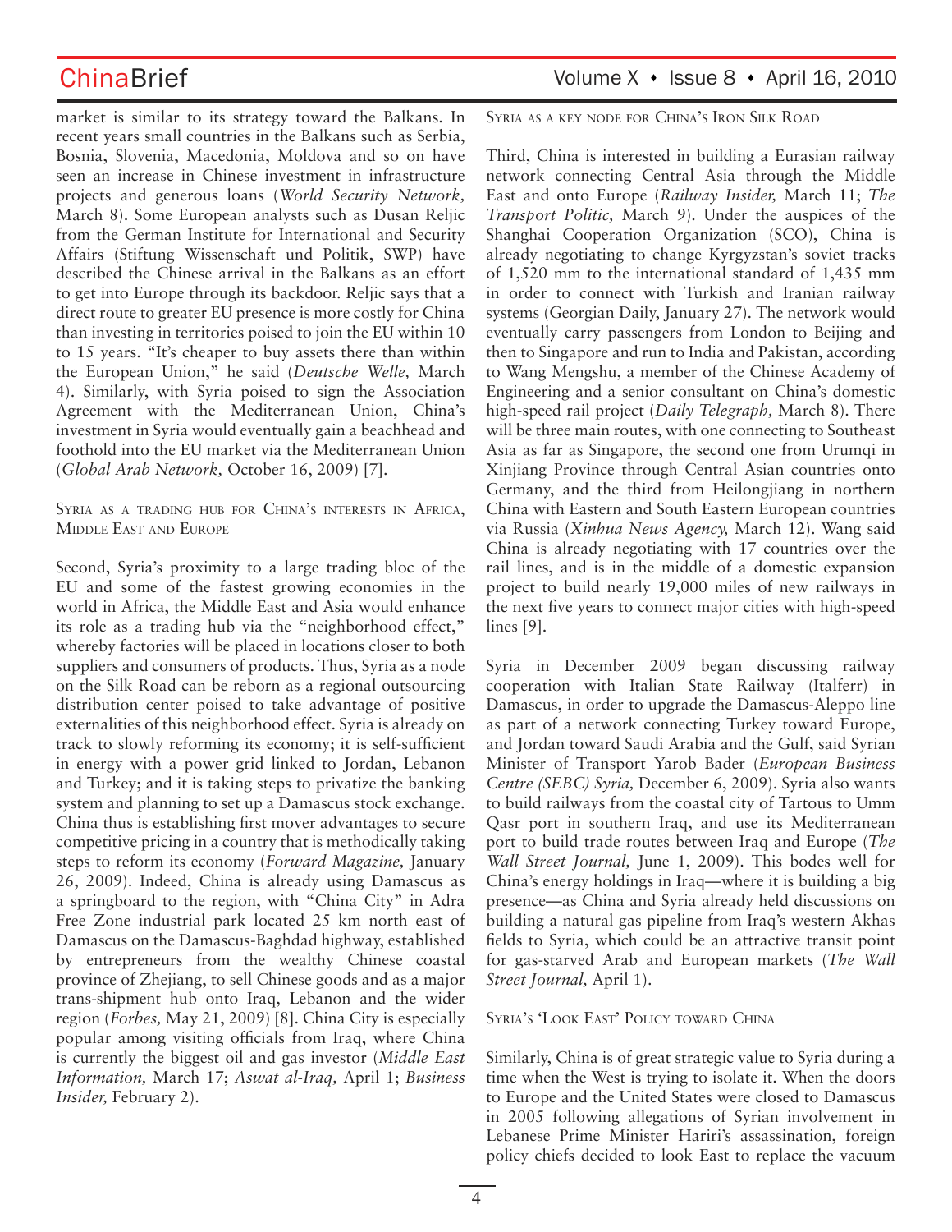market is similar to its strategy toward the Balkans. In recent years small countries in the Balkans such as Serbia, Bosnia, Slovenia, Macedonia, Moldova and so on have seen an increase in Chinese investment in infrastructure projects and generous loans (*World Security Network,* March 8). Some European analysts such as Dusan Reljic from the German Institute for International and Security Affairs (Stiftung Wissenschaft und Politik, SWP) have described the Chinese arrival in the Balkans as an effort to get into Europe through its backdoor. Reljic says that a direct route to greater EU presence is more costly for China than investing in territories poised to join the EU within 10 to 15 years. "It's cheaper to buy assets there than within the European Union," he said (*Deutsche Welle,* March 4). Similarly, with Syria poised to sign the Association Agreement with the Mediterranean Union, China's investment in Syria would eventually gain a beachhead and foothold into the EU market via the Mediterranean Union (*Global Arab Network,* October 16, 2009) [7].

### Syria as a trading hub for China's interests in Africa, Middle East and Europe

Second, Syria's proximity to a large trading bloc of the EU and some of the fastest growing economies in the world in Africa, the Middle East and Asia would enhance its role as a trading hub via the "neighborhood effect," whereby factories will be placed in locations closer to both suppliers and consumers of products. Thus, Syria as a node on the Silk Road can be reborn as a regional outsourcing distribution center poised to take advantage of positive externalities of this neighborhood effect. Syria is already on track to slowly reforming its economy; it is self-sufficient in energy with a power grid linked to Jordan, Lebanon and Turkey; and it is taking steps to privatize the banking system and planning to set up a Damascus stock exchange. China thus is establishing first mover advantages to secure competitive pricing in a country that is methodically taking steps to reform its economy (*Forward Magazine,* January 26, 2009). Indeed, China is already using Damascus as a springboard to the region, with "China City" in Adra Free Zone industrial park located 25 km north east of Damascus on the Damascus-Baghdad highway, established by entrepreneurs from the wealthy Chinese coastal province of Zhejiang, to sell Chinese goods and as a major trans-shipment hub onto Iraq, Lebanon and the wider region (*Forbes,* May 21, 2009) [8]. China City is especially popular among visiting officials from Iraq, where China is currently the biggest oil and gas investor (*Middle East Information,* March 17; *Aswat al-Iraq,* April 1; *Business Insider,* February 2).

### Syria as a key node for China's Iron Silk Road

Third, China is interested in building a Eurasian railway network connecting Central Asia through the Middle East and onto Europe (*Railway Insider,* March 11; *The Transport Politic,* March 9). Under the auspices of the Shanghai Cooperation Organization (SCO), China is already negotiating to change Kyrgyzstan's soviet tracks of 1,520 mm to the international standard of 1,435 mm in order to connect with Turkish and Iranian railway systems (Georgian Daily, January 27). The network would eventually carry passengers from London to Beijing and then to Singapore and run to India and Pakistan, according to Wang Mengshu, a member of the Chinese Academy of Engineering and a senior consultant on China's domestic high-speed rail project (*Daily Telegraph,* March 8). There will be three main routes, with one connecting to Southeast Asia as far as Singapore, the second one from Urumqi in Xinjiang Province through Central Asian countries onto Germany, and the third from Heilongjiang in northern China with Eastern and South Eastern European countries via Russia (*Xinhua News Agency,* March 12). Wang said China is already negotiating with 17 countries over the rail lines, and is in the middle of a domestic expansion project to build nearly 19,000 miles of new railways in the next five years to connect major cities with high-speed lines [9].

Syria in December 2009 began discussing railway cooperation with Italian State Railway (Italferr) in Damascus, in order to upgrade the Damascus-Aleppo line as part of a network connecting Turkey toward Europe, and Jordan toward Saudi Arabia and the Gulf, said Syrian Minister of Transport Yarob Bader (*European Business Centre (SEBC) Syria,* December 6, 2009). Syria also wants to build railways from the coastal city of Tartous to Umm Qasr port in southern Iraq, and use its Mediterranean port to build trade routes between Iraq and Europe (*The Wall Street Journal,* June 1, 2009). This bodes well for China's energy holdings in Iraq—where it is building a big presence—as China and Syria already held discussions on building a natural gas pipeline from Iraq's western Akhas fields to Syria, which could be an attractive transit point for gas-starved Arab and European markets (*The Wall Street Journal,* April 1).

### Syria's 'Look East' Policy toward China

Similarly, China is of great strategic value to Syria during a time when the West is trying to isolate it. When the doors to Europe and the United States were closed to Damascus in 2005 following allegations of Syrian involvement in Lebanese Prime Minister Hariri's assassination, foreign policy chiefs decided to look East to replace the vacuum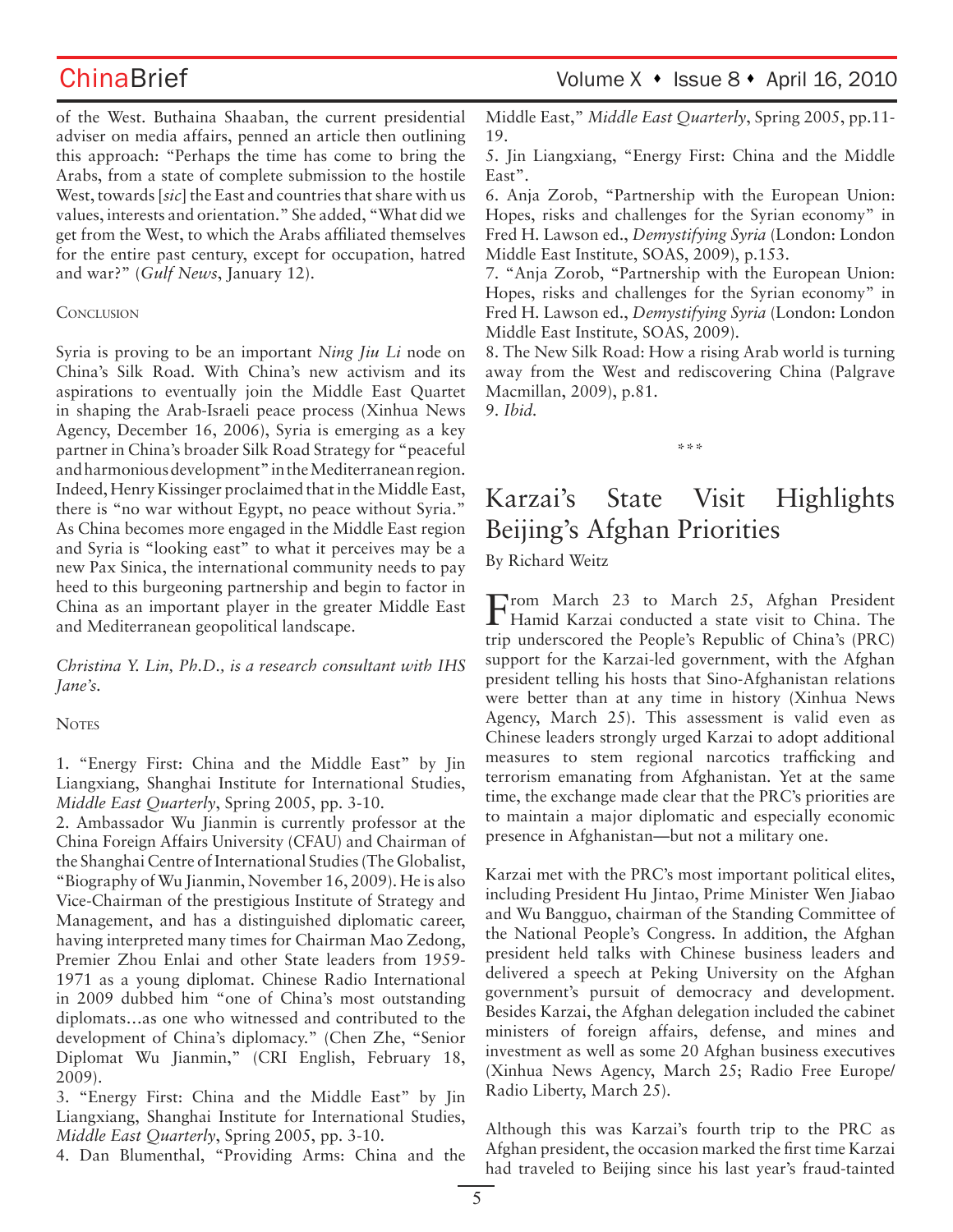of the West. Buthaina Shaaban, the current presidential adviser on media affairs, penned an article then outlining this approach: "Perhaps the time has come to bring the Arabs, from a state of complete submission to the hostile West, towards [*sic*] the East and countries that share with us values, interests and orientation." She added, "What did we get from the West, to which the Arabs affiliated themselves for the entire past century, except for occupation, hatred and war?" (*Gulf News*, January 12).

### Conclusion

Syria is proving to be an important *Ning Jiu Li* node on China's Silk Road. With China's new activism and its aspirations to eventually join the Middle East Quartet in shaping the Arab-Israeli peace process (Xinhua News Agency, December 16, 2006), Syria is emerging as a key partner in China's broader Silk Road Strategy for "peaceful and harmonious development" in the Mediterranean region. Indeed, Henry Kissinger proclaimed that in the Middle East, there is "no war without Egypt, no peace without Syria." As China becomes more engaged in the Middle East region and Syria is "looking east" to what it perceives may be a new Pax Sinica, the international community needs to pay heed to this burgeoning partnership and begin to factor in China as an important player in the greater Middle East and Mediterranean geopolitical landscape.

*Christina Y. Lin, Ph.D., is a research consultant with IHS Jane's.*

### Notes

1. "Energy First: China and the Middle East" by Jin Liangxiang, Shanghai Institute for International Studies, *Middle East Quarterly*, Spring 2005, pp. 3-10.
2. Ambassador Wu Jianmin is currently professor at the China Foreign Affairs University (CFAU) and Chairman of the Shanghai Centre of International Studies (The Globalist, "Biography of Wu Jianmin, November 16, 2009). He is also Vice-Chairman of the prestigious Institute of Strategy and Management, and has a distinguished diplomatic career, having interpreted many times for Chairman Mao Zedong, Premier Zhou Enlai and other State leaders from 1959-1971 as a young diplomat. Chinese Radio International in 2009 dubbed him "one of China's most outstanding diplomats…as one who witnessed and contributed to the development of China's diplomacy." (Chen Zhe, "Senior Diplomat Wu Jianmin," (CRI English, February 18, 2009).
3. "Energy First: China and the Middle East" by Jin Liangxiang, Shanghai Institute for International Studies, *Middle East Quarterly*, Spring 2005, pp. 3-10.
4. Dan Blumenthal, "Providing Arms: China and the Middle East," *Middle East Quarterly*, Spring 2005, pp.11-19.
5. Jin Liangxiang, "Energy First: China and the Middle East".
6. Anja Zorob, "Partnership with the European Union: Hopes, risks and challenges for the Syrian economy" in Fred H. Lawson ed., *Demystifying Syria* (London: London Middle East Institute, SOAS, 2009), p.153.
7. "Anja Zorob, "Partnership with the European Union: Hopes, risks and challenges for the Syrian economy" in Fred H. Lawson ed., *Demystifying Syria* (London: London Middle East Institute, SOAS, 2009).
8. The New Silk Road: How a rising Arab world is turning away from the West and rediscovering China (Palgrave Macmillan, 2009), p.81.
9. *Ibid.*

\*\*\*

# Karzai's State Visit Highlights Beijing's Afghan Priorities

By Richard Weitz

From March 23 to March 25, Afghan President Hamid Karzai conducted a state visit to China. The trip underscored the People's Republic of China's (PRC) support for the Karzai-led government, with the Afghan president telling his hosts that Sino-Afghanistan relations were better than at any time in history (Xinhua News Agency, March 25). This assessment is valid even as Chinese leaders strongly urged Karzai to adopt additional measures to stem regional narcotics trafficking and terrorism emanating from Afghanistan. Yet at the same time, the exchange made clear that the PRC's priorities are to maintain a major diplomatic and especially economic presence in Afghanistan—but not a military one.

Karzai met with the PRC's most important political elites, including President Hu Jintao, Prime Minister Wen Jiabao and Wu Bangguo, chairman of the Standing Committee of the National People's Congress. In addition, the Afghan president held talks with Chinese business leaders and delivered a speech at Peking University on the Afghan government's pursuit of democracy and development. Besides Karzai, the Afghan delegation included the cabinet ministers of foreign affairs, defense, and mines and investment as well as some 20 Afghan business executives (Xinhua News Agency, March 25; Radio Free Europe/Radio Liberty, March 25).

Although this was Karzai's fourth trip to the PRC as Afghan president, the occasion marked the first time Karzai had traveled to Beijing since his last year's fraud-tainted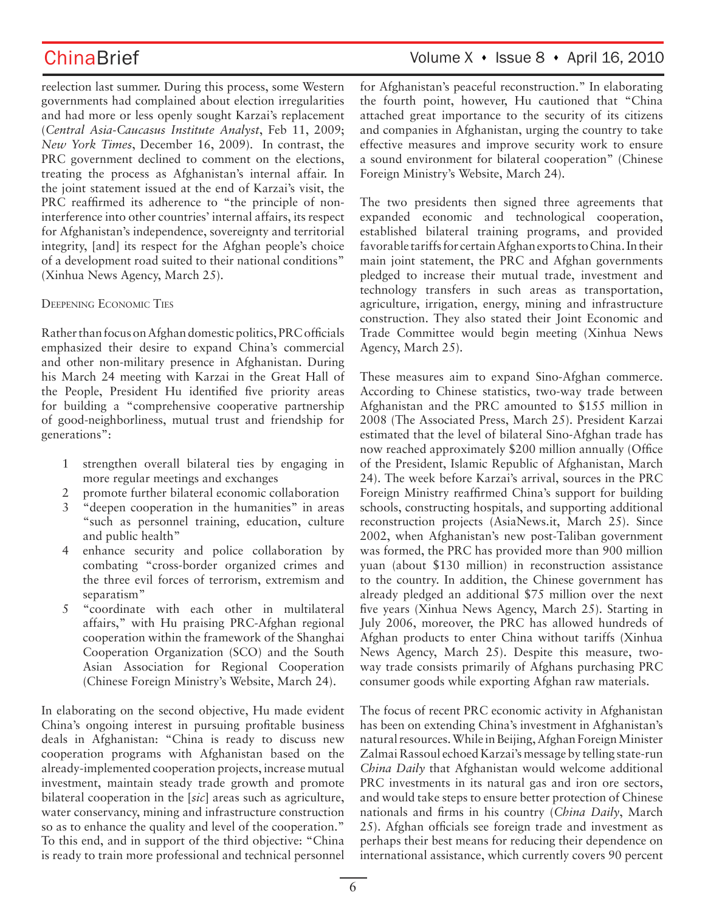reelection last summer. During this process, some Western governments had complained about election irregularities and had more or less openly sought Karzai's replacement (*Central Asia-Caucasus Institute Analyst*, Feb 11, 2009; *New York Times*, December 16, 2009). In contrast, the PRC government declined to comment on the elections, treating the process as Afghanistan's internal affair. In the joint statement issued at the end of Karzai's visit, the PRC reaffirmed its adherence to "the principle of non-interference into other countries' internal affairs, its respect for Afghanistan's independence, sovereignty and territorial integrity, [and] its respect for the Afghan people's choice of a development road suited to their national conditions" (Xinhua News Agency, March 25).

### Deepening Economic Ties

Rather than focus on Afghan domestic politics, PRC officials emphasized their desire to expand China's commercial and other non-military presence in Afghanistan. During his March 24 meeting with Karzai in the Great Hall of the People, President Hu identified five priority areas for building a "comprehensive cooperative partnership of good-neighborliness, mutual trust and friendship for generations":

1. strengthen overall bilateral ties by engaging in more regular meetings and exchanges
2. promote further bilateral economic collaboration
3. "deepen cooperation in the humanities" in areas "such as personnel training, education, culture and public health"
4. enhance security and police collaboration by combating "cross-border organized crimes and the three evil forces of terrorism, extremism and separatism"
5. "coordinate with each other in multilateral affairs," with Hu praising PRC-Afghan regional cooperation within the framework of the Shanghai Cooperation Organization (SCO) and the South Asian Association for Regional Cooperation (Chinese Foreign Ministry's Website, March 24).

In elaborating on the second objective, Hu made evident China's ongoing interest in pursuing profitable business deals in Afghanistan: "China is ready to discuss new cooperation programs with Afghanistan based on the already-implemented cooperation projects, increase mutual investment, maintain steady trade growth and promote bilateral cooperation in the [*sic*] areas such as agriculture, water conservancy, mining and infrastructure construction so as to enhance the quality and level of the cooperation." To this end, and in support of the third objective: "China is ready to train more professional and technical personnel for Afghanistan's peaceful reconstruction." In elaborating the fourth point, however, Hu cautioned that "China attached great importance to the security of its citizens and companies in Afghanistan, urging the country to take effective measures and improve security work to ensure a sound environment for bilateral cooperation" (Chinese Foreign Ministry's Website, March 24).

The two presidents then signed three agreements that expanded economic and technological cooperation, established bilateral training programs, and provided favorable tariffs for certain Afghan exports to China. In their main joint statement, the PRC and Afghan governments pledged to increase their mutual trade, investment and technology transfers in such areas as transportation, agriculture, irrigation, energy, mining and infrastructure construction. They also stated their Joint Economic and Trade Committee would begin meeting (Xinhua News Agency, March 25).

These measures aim to expand Sino-Afghan commerce. According to Chinese statistics, two-way trade between Afghanistan and the PRC amounted to $155 million in 2008 (The Associated Press, March 25). President Karzai estimated that the level of bilateral Sino-Afghan trade has now reached approximately $200 million annually (Office of the President, Islamic Republic of Afghanistan, March 24). The week before Karzai's arrival, sources in the PRC Foreign Ministry reaffirmed China's support for building schools, constructing hospitals, and supporting additional reconstruction projects (AsiaNews.it, March 25). Since 2002, when Afghanistan's new post-Taliban government was formed, the PRC has provided more than 900 million yuan (about $130 million) in reconstruction assistance to the country. In addition, the Chinese government has already pledged an additional $75 million over the next five years (Xinhua News Agency, March 25). Starting in July 2006, moreover, the PRC has allowed hundreds of Afghan products to enter China without tariffs (Xinhua News Agency, March 25). Despite this measure, two-way trade consists primarily of Afghans purchasing PRC consumer goods while exporting Afghan raw materials.

The focus of recent PRC economic activity in Afghanistan has been on extending China's investment in Afghanistan's natural resources. While in Beijing, Afghan Foreign Minister Zalmai Rassoul echoed Karzai's message by telling state-run *China Daily* that Afghanistan would welcome additional PRC investments in its natural gas and iron ore sectors, and would take steps to ensure better protection of Chinese nationals and firms in his country (*China Daily*, March 25). Afghan officials see foreign trade and investment as perhaps their best means for reducing their dependence on international assistance, which currently covers 90 percent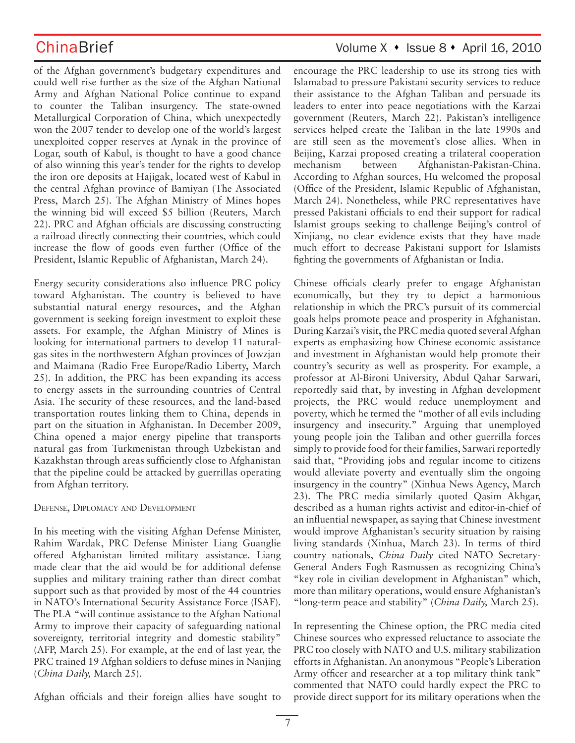of the Afghan government's budgetary expenditures and could well rise further as the size of the Afghan National Army and Afghan National Police continue to expand to counter the Taliban insurgency. The state-owned Metallurgical Corporation of China, which unexpectedly won the 2007 tender to develop one of the world's largest unexploited copper reserves at Aynak in the province of Logar, south of Kabul, is thought to have a good chance of also winning this year's tender for the rights to develop the iron ore deposits at Hajigak, located west of Kabul in the central Afghan province of Bamiyan (The Associated Press, March 25). The Afghan Ministry of Mines hopes the winning bid will exceed $5 billion (Reuters, March 22). PRC and Afghan officials are discussing constructing a railroad directly connecting their countries, which could increase the flow of goods even further (Office of the President, Islamic Republic of Afghanistan, March 24).

Energy security considerations also influence PRC policy toward Afghanistan. The country is believed to have substantial natural energy resources, and the Afghan government is seeking foreign investment to exploit these assets. For example, the Afghan Ministry of Mines is looking for international partners to develop 11 natural-gas sites in the northwestern Afghan provinces of Jowzjan and Maimana (Radio Free Europe/Radio Liberty, March 25). In addition, the PRC has been expanding its access to energy assets in the surrounding countries of Central Asia. The security of these resources, and the land-based transportation routes linking them to China, depends in part on the situation in Afghanistan. In December 2009, China opened a major energy pipeline that transports natural gas from Turkmenistan through Uzbekistan and Kazakhstan through areas sufficiently close to Afghanistan that the pipeline could be attacked by guerrillas operating from Afghan territory.

### Defense, Diplomacy and Development

In his meeting with the visiting Afghan Defense Minister, Rahim Wardak, PRC Defense Minister Liang Guanglie offered Afghanistan limited military assistance. Liang made clear that the aid would be for additional defense supplies and military training rather than direct combat support such as that provided by most of the 44 countries in NATO's International Security Assistance Force (ISAF). The PLA "will continue assistance to the Afghan National Army to improve their capacity of safeguarding national sovereignty, territorial integrity and domestic stability" (AFP, March 25). For example, at the end of last year, the PRC trained 19 Afghan soldiers to defuse mines in Nanjing (*China Daily,* March 25).

Afghan officials and their foreign allies have sought to encourage the PRC leadership to use its strong ties with Islamabad to pressure Pakistani security services to reduce their assistance to the Afghan Taliban and persuade its leaders to enter into peace negotiations with the Karzai government (Reuters, March 22). Pakistan's intelligence services helped create the Taliban in the late 1990s and are still seen as the movement's close allies. When in Beijing, Karzai proposed creating a trilateral cooperation mechanism between Afghanistan-Pakistan-China. According to Afghan sources, Hu welcomed the proposal (Office of the President, Islamic Republic of Afghanistan, March 24). Nonetheless, while PRC representatives have pressed Pakistani officials to end their support for radical Islamist groups seeking to challenge Beijing's control of Xinjiang, no clear evidence exists that they have made much effort to decrease Pakistani support for Islamists fighting the governments of Afghanistan or India.

Chinese officials clearly prefer to engage Afghanistan economically, but they try to depict a harmonious relationship in which the PRC's pursuit of its commercial goals helps promote peace and prosperity in Afghanistan. During Karzai's visit, the PRC media quoted several Afghan experts as emphasizing how Chinese economic assistance and investment in Afghanistan would help promote their country's security as well as prosperity. For example, a professor at Al-Bironi University, Abdul Qahar Sarwari, reportedly said that, by investing in Afghan development projects, the PRC would reduce unemployment and poverty, which he termed the "mother of all evils including insurgency and insecurity." Arguing that unemployed young people join the Taliban and other guerrilla forces simply to provide food for their families, Sarwari reportedly said that, "Providing jobs and regular income to citizens would alleviate poverty and eventually slim the ongoing insurgency in the country" (Xinhua News Agency, March 23). The PRC media similarly quoted Qasim Akhgar, described as a human rights activist and editor-in-chief of an influential newspaper, as saying that Chinese investment would improve Afghanistan's security situation by raising living standards (Xinhua, March 23). In terms of third country nationals, *China Daily* cited NATO Secretary-General Anders Fogh Rasmussen as recognizing China's "key role in civilian development in Afghanistan" which, more than military operations, would ensure Afghanistan's "long-term peace and stability" (*China Daily,* March 25).

In representing the Chinese option, the PRC media cited Chinese sources who expressed reluctance to associate the PRC too closely with NATO and U.S. military stabilization efforts in Afghanistan. An anonymous "People's Liberation Army officer and researcher at a top military think tank" commented that NATO could hardly expect the PRC to provide direct support for its military operations when the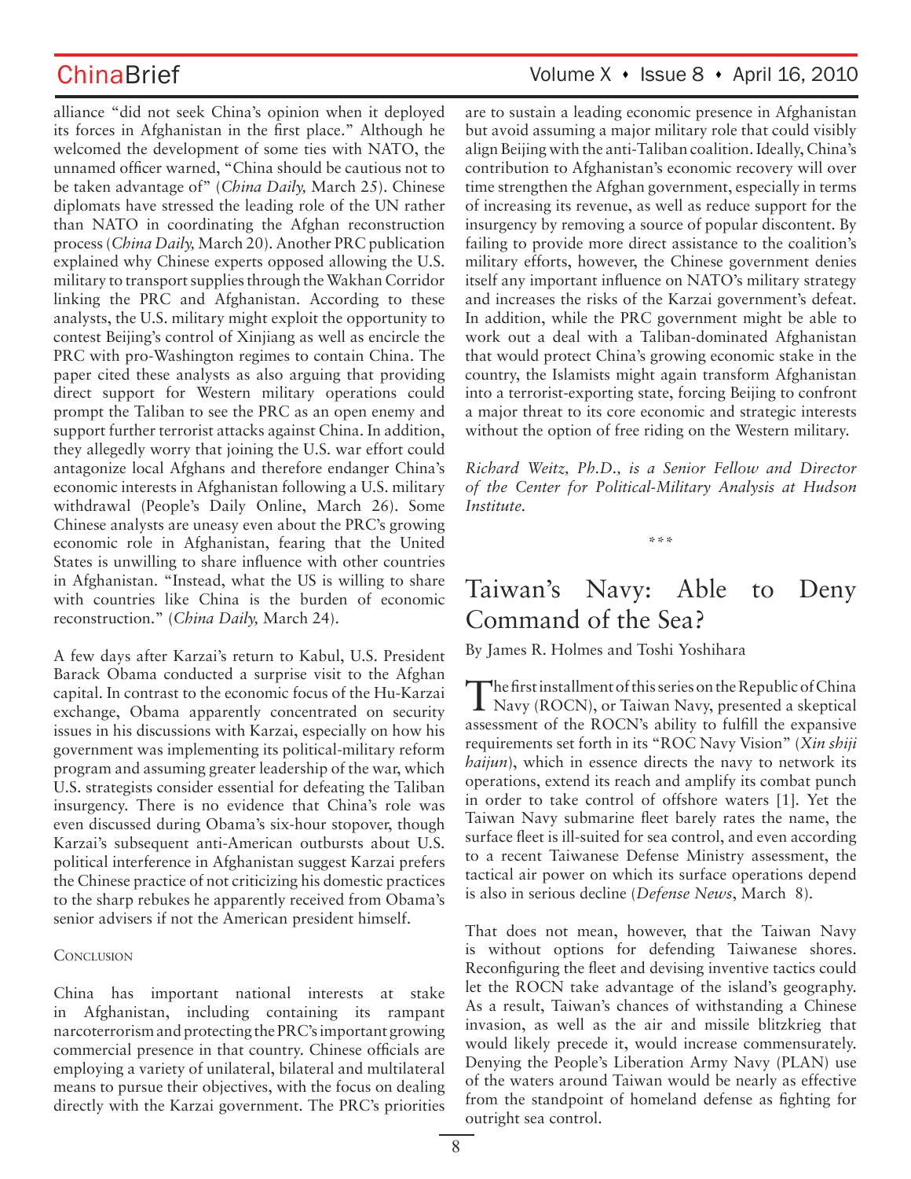alliance "did not seek China's opinion when it deployed its forces in Afghanistan in the first place." Although he welcomed the development of some ties with NATO, the unnamed officer warned, "China should be cautious not to be taken advantage of" (*China Daily,* March 25). Chinese diplomats have stressed the leading role of the UN rather than NATO in coordinating the Afghan reconstruction process (*China Daily,* March 20). Another PRC publication explained why Chinese experts opposed allowing the U.S. military to transport supplies through the Wakhan Corridor linking the PRC and Afghanistan. According to these analysts, the U.S. military might exploit the opportunity to contest Beijing's control of Xinjiang as well as encircle the PRC with pro-Washington regimes to contain China. The paper cited these analysts as also arguing that providing direct support for Western military operations could prompt the Taliban to see the PRC as an open enemy and support further terrorist attacks against China. In addition, they allegedly worry that joining the U.S. war effort could antagonize local Afghans and therefore endanger China's economic interests in Afghanistan following a U.S. military withdrawal (People's Daily Online, March 26). Some Chinese analysts are uneasy even about the PRC's growing economic role in Afghanistan, fearing that the United States is unwilling to share influence with other countries in Afghanistan. "Instead, what the US is willing to share with countries like China is the burden of economic reconstruction." (*China Daily,* March 24).

A few days after Karzai's return to Kabul, U.S. President Barack Obama conducted a surprise visit to the Afghan capital. In contrast to the economic focus of the Hu-Karzai exchange, Obama apparently concentrated on security issues in his discussions with Karzai, especially on how his government was implementing its political-military reform program and assuming greater leadership of the war, which U.S. strategists consider essential for defeating the Taliban insurgency. There is no evidence that China's role was even discussed during Obama's six-hour stopover, though Karzai's subsequent anti-American outbursts about U.S. political interference in Afghanistan suggest Karzai prefers the Chinese practice of not criticizing his domestic practices to the sharp rebukes he apparently received from Obama's senior advisers if not the American president himself.

### Conclusion

China has important national interests at stake in Afghanistan, including containing its rampant narcoterrorism and protecting the PRC's important growing commercial presence in that country. Chinese officials are employing a variety of unilateral, bilateral and multilateral means to pursue their objectives, with the focus on dealing directly with the Karzai government. The PRC's priorities are to sustain a leading economic presence in Afghanistan but avoid assuming a major military role that could visibly align Beijing with the anti-Taliban coalition. Ideally, China's contribution to Afghanistan's economic recovery will over time strengthen the Afghan government, especially in terms of increasing its revenue, as well as reduce support for the insurgency by removing a source of popular discontent. By failing to provide more direct assistance to the coalition's military efforts, however, the Chinese government denies itself any important influence on NATO's military strategy and increases the risks of the Karzai government's defeat. In addition, while the PRC government might be able to work out a deal with a Taliban-dominated Afghanistan that would protect China's growing economic stake in the country, the Islamists might again transform Afghanistan into a terrorist-exporting state, forcing Beijing to confront a major threat to its core economic and strategic interests without the option of free riding on the Western military.

*Richard Weitz, Ph.D., is a Senior Fellow and Director of the Center for Political-Military Analysis at Hudson Institute.*

\*\*\*

# Taiwan's Navy: Able to Deny Command of the Sea?

By James R. Holmes and Toshi Yoshihara

The first installment of this series on the Republic of China Navy (ROCN), or Taiwan Navy, presented a skeptical assessment of the ROCN's ability to fulfill the expansive requirements set forth in its "ROC Navy Vision" (*Xin shiji haijun*), which in essence directs the navy to network its operations, extend its reach and amplify its combat punch in order to take control of offshore waters [1]. Yet the Taiwan Navy submarine fleet barely rates the name, the surface fleet is ill-suited for sea control, and even according to a recent Taiwanese Defense Ministry assessment, the tactical air power on which its surface operations depend is also in serious decline (*Defense News*, March 8).

That does not mean, however, that the Taiwan Navy is without options for defending Taiwanese shores. Reconfiguring the fleet and devising inventive tactics could let the ROCN take advantage of the island's geography. As a result, Taiwan's chances of withstanding a Chinese invasion, as well as the air and missile blitzkrieg that would likely precede it, would increase commensurately. Denying the People's Liberation Army Navy (PLAN) use of the waters around Taiwan would be nearly as effective from the standpoint of homeland defense as fighting for outright sea control.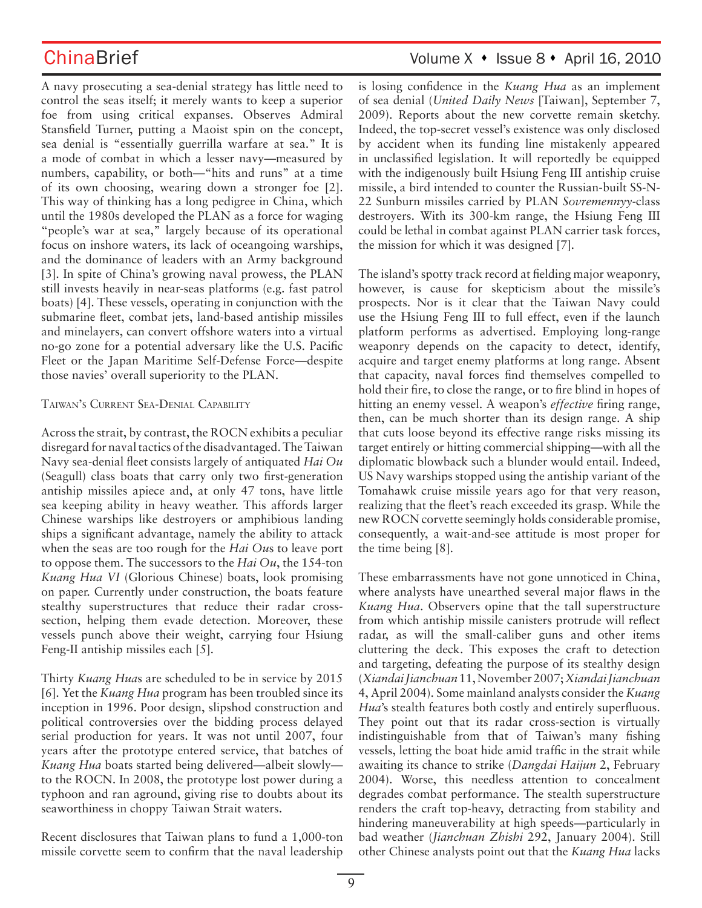A navy prosecuting a sea-denial strategy has little need to control the seas itself; it merely wants to keep a superior foe from using critical expanses. Observes Admiral Stansfield Turner, putting a Maoist spin on the concept, sea denial is "essentially guerrilla warfare at sea." It is a mode of combat in which a lesser navy—measured by numbers, capability, or both—"hits and runs" at a time of its own choosing, wearing down a stronger foe [2]. This way of thinking has a long pedigree in China, which until the 1980s developed the PLAN as a force for waging "people's war at sea," largely because of its operational focus on inshore waters, its lack of oceangoing warships, and the dominance of leaders with an Army background [3]. In spite of China's growing naval prowess, the PLAN still invests heavily in near-seas platforms (e.g. fast patrol boats) [4]. These vessels, operating in conjunction with the submarine fleet, combat jets, land-based antiship missiles and minelayers, can convert offshore waters into a virtual no-go zone for a potential adversary like the U.S. Pacific Fleet or the Japan Maritime Self-Defense Force—despite those navies' overall superiority to the PLAN.

## Taiwan's Current Sea-Denial Capability

Across the strait, by contrast, the ROCN exhibits a peculiar disregard for naval tactics of the disadvantaged. The Taiwan Navy sea-denial fleet consists largely of antiquated *Hai Ou* (Seagull) class boats that carry only two first-generation antiship missiles apiece and, at only 47 tons, have little sea keeping ability in heavy weather. This affords larger Chinese warships like destroyers or amphibious landing ships a significant advantage, namely the ability to attack when the seas are too rough for the *Hai Ou*s to leave port to oppose them. The successors to the *Hai Ou*, the 154-ton *Kuang Hua VI* (Glorious Chinese) boats, look promising on paper. Currently under construction, the boats feature stealthy superstructures that reduce their radar cross-section, helping them evade detection. Moreover, these vessels punch above their weight, carrying four Hsiung Feng-II antiship missiles each [5].

Thirty *Kuang Hua*s are scheduled to be in service by 2015 [6]. Yet the *Kuang Hua* program has been troubled since its inception in 1996. Poor design, slipshod construction and political controversies over the bidding process delayed serial production for years. It was not until 2007, four years after the prototype entered service, that batches of *Kuang Hua* boats started being delivered—albeit slowly—to the ROCN. In 2008, the prototype lost power during a typhoon and ran aground, giving rise to doubts about its seaworthiness in choppy Taiwan Strait waters.

Recent disclosures that Taiwan plans to fund a 1,000-ton missile corvette seem to confirm that the naval leadership is losing confidence in the *Kuang Hua* as an implement of sea denial (*United Daily News* [Taiwan], September 7, 2009). Reports about the new corvette remain sketchy. Indeed, the top-secret vessel's existence was only disclosed by accident when its funding line mistakenly appeared in unclassified legislation. It will reportedly be equipped with the indigenously built Hsiung Feng III antiship cruise missile, a bird intended to counter the Russian-built SS-N-22 Sunburn missiles carried by PLAN *Sovremennyy*-class destroyers. With its 300-km range, the Hsiung Feng III could be lethal in combat against PLAN carrier task forces, the mission for which it was designed [7].

The island's spotty track record at fielding major weaponry, however, is cause for skepticism about the missile's prospects. Nor is it clear that the Taiwan Navy could use the Hsiung Feng III to full effect, even if the launch platform performs as advertised. Employing long-range weaponry depends on the capacity to detect, identify, acquire and target enemy platforms at long range. Absent that capacity, naval forces find themselves compelled to hold their fire, to close the range, or to fire blind in hopes of hitting an enemy vessel. A weapon's *effective* firing range, then, can be much shorter than its design range. A ship that cuts loose beyond its effective range risks missing its target entirely or hitting commercial shipping—with all the diplomatic blowback such a blunder would entail. Indeed, US Navy warships stopped using the antiship variant of the Tomahawk cruise missile years ago for that very reason, realizing that the fleet's reach exceeded its grasp. While the new ROCN corvette seemingly holds considerable promise, consequently, a wait-and-see attitude is most proper for the time being [8].

These embarrassments have not gone unnoticed in China, where analysts have unearthed several major flaws in the *Kuang Hua*. Observers opine that the tall superstructure from which antiship missile canisters protrude will reflect radar, as will the small-caliber guns and other items cluttering the deck. This exposes the craft to detection and targeting, defeating the purpose of its stealthy design (*Xiandai Jianchuan* 11, November 2007; *Xiandai Jianchuan* 4, April 2004). Some mainland analysts consider the *Kuang Hua*'s stealth features both costly and entirely superfluous. They point out that its radar cross-section is virtually indistinguishable from that of Taiwan's many fishing vessels, letting the boat hide amid traffic in the strait while awaiting its chance to strike (*Dangdai Haijun* 2, February 2004). Worse, this needless attention to concealment degrades combat performance. The stealth superstructure renders the craft top-heavy, detracting from stability and hindering maneuverability at high speeds—particularly in bad weather (*Jianchuan Zhishi* 292, January 2004). Still other Chinese analysts point out that the *Kuang Hua* lacks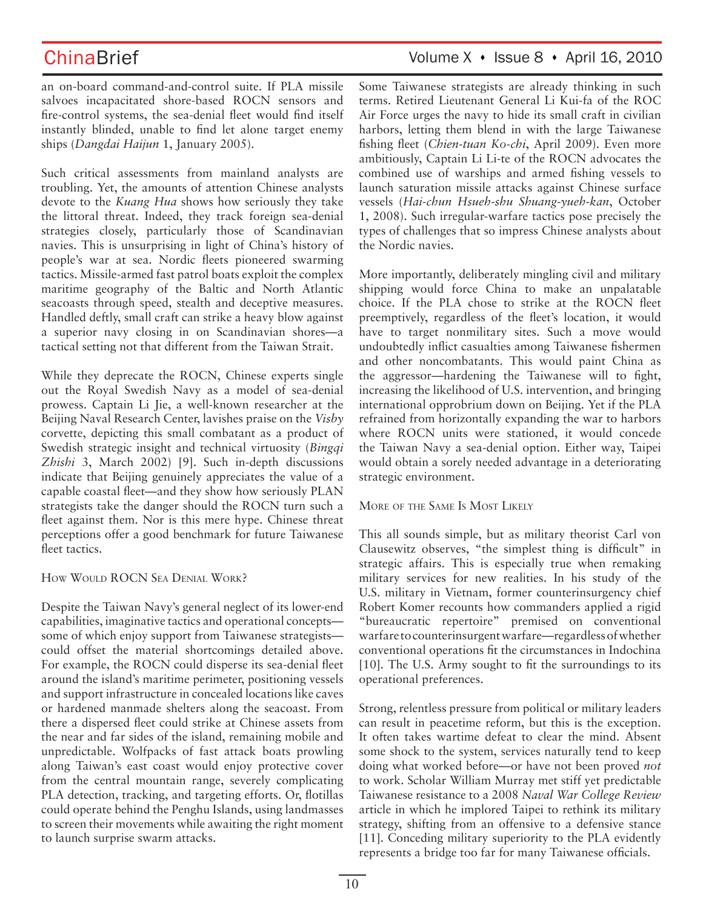an on-board command-and-control suite. If PLA missile salvoes incapacitated shore-based ROCN sensors and fire-control systems, the sea-denial fleet would find itself instantly blinded, unable to find let alone target enemy ships (*Dangdai Haijun* 1, January 2005).

Such critical assessments from mainland analysts are troubling. Yet, the amounts of attention Chinese analysts devote to the *Kuang Hua* shows how seriously they take the littoral threat. Indeed, they track foreign sea-denial strategies closely, particularly those of Scandinavian navies. This is unsurprising in light of China's history of people's war at sea. Nordic fleets pioneered swarming tactics. Missile-armed fast patrol boats exploit the complex maritime geography of the Baltic and North Atlantic seacoasts through speed, stealth and deceptive measures. Handled deftly, small craft can strike a heavy blow against a superior navy closing in on Scandinavian shores—a tactical setting not that different from the Taiwan Strait.

While they deprecate the ROCN, Chinese experts single out the Royal Swedish Navy as a model of sea-denial prowess. Captain Li Jie, a well-known researcher at the Beijing Naval Research Center, lavishes praise on the *Visby* corvette, depicting this small combatant as a product of Swedish strategic insight and technical virtuosity (*Bingqi Zhishi* 3, March 2002) [9]. Such in-depth discussions indicate that Beijing genuinely appreciates the value of a capable coastal fleet—and they show how seriously PLAN strategists take the danger should the ROCN turn such a fleet against them. Nor is this mere hype. Chinese threat perceptions offer a good benchmark for future Taiwanese fleet tactics.

## How Would ROCN Sea Denial Work?

Despite the Taiwan Navy's general neglect of its lower-end capabilities, imaginative tactics and operational concepts—some of which enjoy support from Taiwanese strategists—could offset the material shortcomings detailed above. For example, the ROCN could disperse its sea-denial fleet around the island's maritime perimeter, positioning vessels and support infrastructure in concealed locations like caves or hardened manmade shelters along the seacoast. From there a dispersed fleet could strike at Chinese assets from the near and far sides of the island, remaining mobile and unpredictable. Wolfpacks of fast attack boats prowling along Taiwan's east coast would enjoy protective cover from the central mountain range, severely complicating PLA detection, tracking, and targeting efforts. Or, flotillas could operate behind the Penghu Islands, using landmasses to screen their movements while awaiting the right moment to launch surprise swarm attacks.

Some Taiwanese strategists are already thinking in such terms. Retired Lieutenant General Li Kui-fa of the ROC Air Force urges the navy to hide its small craft in civilian harbors, letting them blend in with the large Taiwanese fishing fleet (*Chien-tuan Ko-chi*, April 2009). Even more ambitiously, Captain Li Li-te of the ROCN advocates the combined use of warships and armed fishing vessels to launch saturation missile attacks against Chinese surface vessels (*Hai-chun Hsueh-shu Shuang-yueh-kan*, October 1, 2008). Such irregular-warfare tactics pose precisely the types of challenges that so impress Chinese analysts about the Nordic navies.

More importantly, deliberately mingling civil and military shipping would force China to make an unpalatable choice. If the PLA chose to strike at the ROCN fleet preemptively, regardless of the fleet's location, it would have to target nonmilitary sites. Such a move would undoubtedly inflict casualties among Taiwanese fishermen and other noncombatants. This would paint China as the aggressor—hardening the Taiwanese will to fight, increasing the likelihood of U.S. intervention, and bringing international opprobrium down on Beijing. Yet if the PLA refrained from horizontally expanding the war to harbors where ROCN units were stationed, it would concede the Taiwan Navy a sea-denial option. Either way, Taipei would obtain a sorely needed advantage in a deteriorating strategic environment.

## More of the Same Is Most Likely

This all sounds simple, but as military theorist Carl von Clausewitz observes, "the simplest thing is difficult" in strategic affairs. This is especially true when remaking military services for new realities. In his study of the U.S. military in Vietnam, former counterinsurgency chief Robert Komer recounts how commanders applied a rigid "bureaucratic repertoire" premised on conventional warfare to counterinsurgent warfare—regardless of whether conventional operations fit the circumstances in Indochina [10]. The U.S. Army sought to fit the surroundings to its operational preferences.

Strong, relentless pressure from political or military leaders can result in peacetime reform, but this is the exception. It often takes wartime defeat to clear the mind. Absent some shock to the system, services naturally tend to keep doing what worked before—or have not been proved *not* to work. Scholar William Murray met stiff yet predictable Taiwanese resistance to a 2008 *Naval War College Review* article in which he implored Taipei to rethink its military strategy, shifting from an offensive to a defensive stance [11]. Conceding military superiority to the PLA evidently represents a bridge too far for many Taiwanese officials.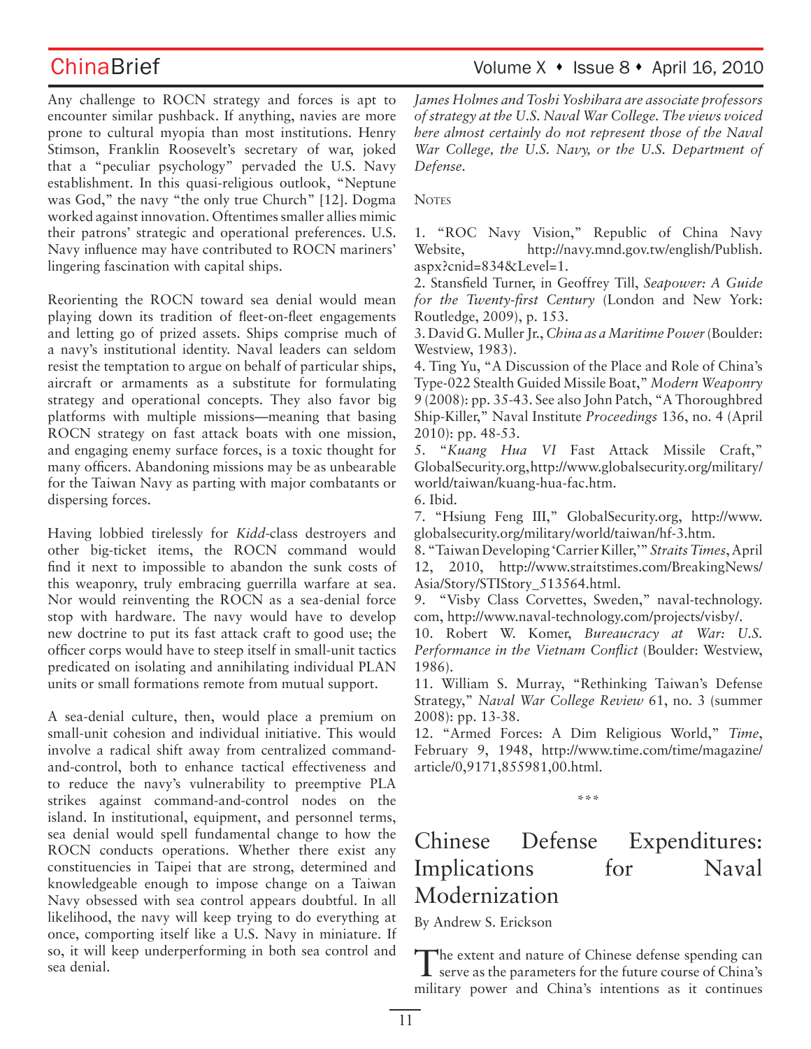Any challenge to ROCN strategy and forces is apt to encounter similar pushback. If anything, navies are more prone to cultural myopia than most institutions. Henry Stimson, Franklin Roosevelt's secretary of war, joked that a "peculiar psychology" pervaded the U.S. Navy establishment. In this quasi-religious outlook, "Neptune was God," the navy "the only true Church" [12]. Dogma worked against innovation. Oftentimes smaller allies mimic their patrons' strategic and operational preferences. U.S. Navy influence may have contributed to ROCN mariners' lingering fascination with capital ships.

Reorienting the ROCN toward sea denial would mean playing down its tradition of fleet-on-fleet engagements and letting go of prized assets. Ships comprise much of a navy's institutional identity. Naval leaders can seldom resist the temptation to argue on behalf of particular ships, aircraft or armaments as a substitute for formulating strategy and operational concepts. They also favor big platforms with multiple missions—meaning that basing ROCN strategy on fast attack boats with one mission, and engaging enemy surface forces, is a toxic thought for many officers. Abandoning missions may be as unbearable for the Taiwan Navy as parting with major combatants or dispersing forces.

Having lobbied tirelessly for *Kidd*-class destroyers and other big-ticket items, the ROCN command would find it next to impossible to abandon the sunk costs of this weaponry, truly embracing guerrilla warfare at sea. Nor would reinventing the ROCN as a sea-denial force stop with hardware. The navy would have to develop new doctrine to put its fast attack craft to good use; the officer corps would have to steep itself in small-unit tactics predicated on isolating and annihilating individual PLAN units or small formations remote from mutual support.

A sea-denial culture, then, would place a premium on small-unit cohesion and individual initiative. This would involve a radical shift away from centralized command-and-control, both to enhance tactical effectiveness and to reduce the navy's vulnerability to preemptive PLA strikes against command-and-control nodes on the island. In institutional, equipment, and personnel terms, sea denial would spell fundamental change to how the ROCN conducts operations. Whether there exist any constituencies in Taipei that are strong, determined and knowledgeable enough to impose change on a Taiwan Navy obsessed with sea control appears doubtful. In all likelihood, the navy will keep trying to do everything at once, comporting itself like a U.S. Navy in miniature. If so, it will keep underperforming in both sea control and sea denial.

*James Holmes and Toshi Yoshihara are associate professors of strategy at the U.S. Naval War College. The views voiced here almost certainly do not represent those of the Naval War College, the U.S. Navy, or the U.S. Department of Defense.*

Notes

1. "ROC Navy Vision," Republic of China Navy Website, http://navy.mnd.gov.tw/english/Publish.aspx?cnid=834&Level=1.
2. Stansfield Turner, in Geoffrey Till, *Seapower: A Guide for the Twenty-first Century* (London and New York: Routledge, 2009), p. 153.
3. David G. Muller Jr., *China as a Maritime Power* (Boulder: Westview, 1983).
4. Ting Yu, "A Discussion of the Place and Role of China's Type-022 Stealth Guided Missile Boat," *Modern Weaponry* 9 (2008): pp. 35-43. See also John Patch, "A Thoroughbred Ship-Killer," Naval Institute *Proceedings* 136, no. 4 (April 2010): pp. 48-53.
5. "*Kuang Hua VI* Fast Attack Missile Craft," GlobalSecurity.org, http://www.globalsecurity.org/military/world/taiwan/kuang-hua-fac.htm.
6. Ibid.
7. "Hsiung Feng III," GlobalSecurity.org, http://www.globalsecurity.org/military/world/taiwan/hf-3.htm.
8. "Taiwan Developing 'Carrier Killer,'" *Straits Times*, April 12, 2010, http://www.straitstimes.com/BreakingNews/Asia/Story/STIStory_513564.html.
9. "Visby Class Corvettes, Sweden," naval-technology.com, http://www.naval-technology.com/projects/visby/.
10. Robert W. Komer, *Bureaucracy at War: U.S. Performance in the Vietnam Conflict* (Boulder: Westview, 1986).
11. William S. Murray, "Rethinking Taiwan's Defense Strategy," *Naval War College Review* 61, no. 3 (summer 2008): pp. 13-38.
12. "Armed Forces: A Dim Religious World," *Time*, February 9, 1948, http://www.time.com/time/magazine/article/0,9171,855981,00.html.

\*\*\*

# Chinese Defense Expenditures: Implications for Naval Modernization

By Andrew S. Erickson

The extent and nature of Chinese defense spending can serve as the parameters for the future course of China's military power and China's intentions as it continues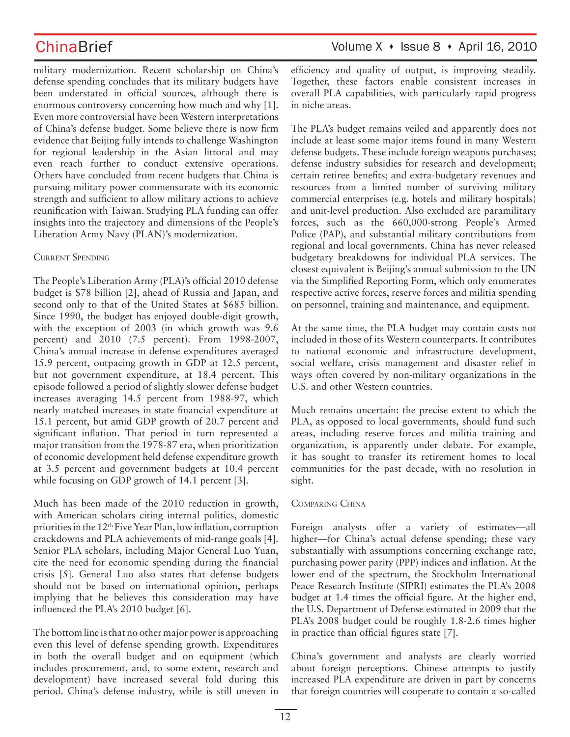military modernization. Recent scholarship on China's defense spending concludes that its military budgets have been understated in official sources, although there is enormous controversy concerning how much and why [1]. Even more controversial have been Western interpretations of China's defense budget. Some believe there is now firm evidence that Beijing fully intends to challenge Washington for regional leadership in the Asian littoral and may even reach further to conduct extensive operations. Others have concluded from recent budgets that China is pursuing military power commensurate with its economic strength and sufficient to allow military actions to achieve reunification with Taiwan. Studying PLA funding can offer insights into the trajectory and dimensions of the People's Liberation Army Navy (PLAN)'s modernization.

## Current Spending

The People's Liberation Army (PLA)'s official 2010 defense budget is $78 billion [2], ahead of Russia and Japan, and second only to that of the United States at $685 billion. Since 1990, the budget has enjoyed double-digit growth, with the exception of 2003 (in which growth was 9.6 percent) and 2010 (7.5 percent). From 1998-2007, China's annual increase in defense expenditures averaged 15.9 percent, outpacing growth in GDP at 12.5 percent, but not government expenditure, at 18.4 percent. This episode followed a period of slightly slower defense budget increases averaging 14.5 percent from 1988-97, which nearly matched increases in state financial expenditure at 15.1 percent, but amid GDP growth of 20.7 percent and significant inflation. That period in turn represented a major transition from the 1978-87 era, when prioritization of economic development held defense expenditure growth at 3.5 percent and government budgets at 10.4 percent while focusing on GDP growth of 14.1 percent [3].

Much has been made of the 2010 reduction in growth, with American scholars citing internal politics, domestic priorities in the 12th Five Year Plan, low inflation, corruption crackdowns and PLA achievements of mid-range goals [4]. Senior PLA scholars, including Major General Luo Yuan, cite the need for economic spending during the financial crisis [5]. General Luo also states that defense budgets should not be based on international opinion, perhaps implying that he believes this consideration may have influenced the PLA's 2010 budget [6].

The bottom line is that no other major power is approaching even this level of defense spending growth. Expenditures in both the overall budget and on equipment (which includes procurement, and, to some extent, research and development) have increased several fold during this period. China's defense industry, while is still uneven in efficiency and quality of output, is improving steadily. Together, these factors enable consistent increases in overall PLA capabilities, with particularly rapid progress in niche areas.

The PLA's budget remains veiled and apparently does not include at least some major items found in many Western defense budgets. These include foreign weapons purchases; defense industry subsidies for research and development; certain retiree benefits; and extra-budgetary revenues and resources from a limited number of surviving military commercial enterprises (e.g. hotels and military hospitals) and unit-level production. Also excluded are paramilitary forces, such as the 660,000-strong People's Armed Police (PAP), and substantial military contributions from regional and local governments. China has never released budgetary breakdowns for individual PLA services. The closest equivalent is Beijing's annual submission to the UN via the Simplified Reporting Form, which only enumerates respective active forces, reserve forces and militia spending on personnel, training and maintenance, and equipment.

At the same time, the PLA budget may contain costs not included in those of its Western counterparts. It contributes to national economic and infrastructure development, social welfare, crisis management and disaster relief in ways often covered by non-military organizations in the U.S. and other Western countries.

Much remains uncertain: the precise extent to which the PLA, as opposed to local governments, should fund such areas, including reserve forces and militia training and organization, is apparently under debate. For example, it has sought to transfer its retirement homes to local communities for the past decade, with no resolution in sight.

## Comparing China

Foreign analysts offer a variety of estimates—all higher—for China's actual defense spending; these vary substantially with assumptions concerning exchange rate, purchasing power parity (PPP) indices and inflation. At the lower end of the spectrum, the Stockholm International Peace Research Institute (SIPRI) estimates the PLA's 2008 budget at 1.4 times the official figure. At the higher end, the U.S. Department of Defense estimated in 2009 that the PLA's 2008 budget could be roughly 1.8-2.6 times higher in practice than official figures state [7].

China's government and analysts are clearly worried about foreign perceptions. Chinese attempts to justify increased PLA expenditure are driven in part by concerns that foreign countries will cooperate to contain a so-called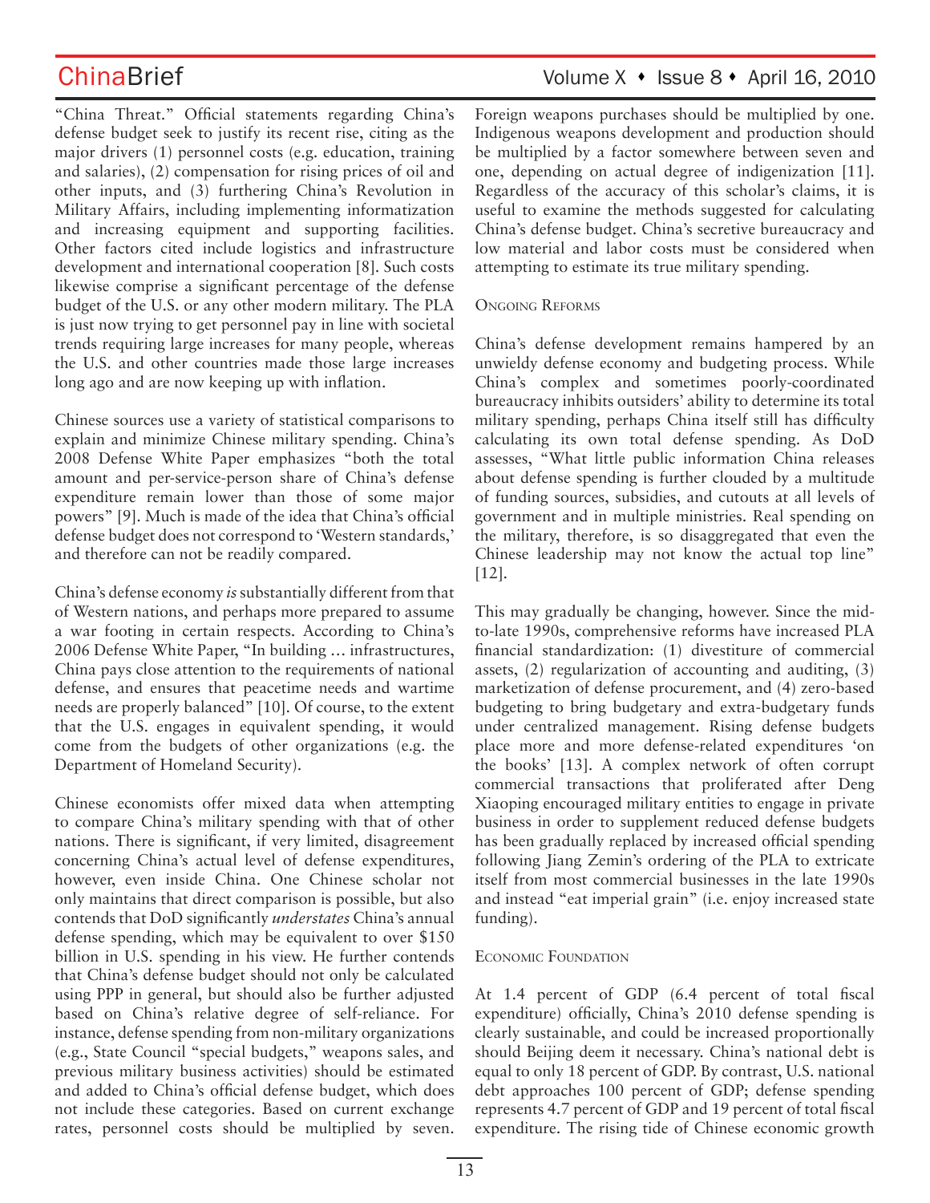"China Threat." Official statements regarding China's defense budget seek to justify its recent rise, citing as the major drivers (1) personnel costs (e.g. education, training and salaries), (2) compensation for rising prices of oil and other inputs, and (3) furthering China's Revolution in Military Affairs, including implementing informatization and increasing equipment and supporting facilities. Other factors cited include logistics and infrastructure development and international cooperation [8]. Such costs likewise comprise a significant percentage of the defense budget of the U.S. or any other modern military. The PLA is just now trying to get personnel pay in line with societal trends requiring large increases for many people, whereas the U.S. and other countries made those large increases long ago and are now keeping up with inflation.

Chinese sources use a variety of statistical comparisons to explain and minimize Chinese military spending. China's 2008 Defense White Paper emphasizes "both the total amount and per-service-person share of China's defense expenditure remain lower than those of some major powers" [9]. Much is made of the idea that China's official defense budget does not correspond to 'Western standards,' and therefore can not be readily compared.

China's defense economy *is* substantially different from that of Western nations, and perhaps more prepared to assume a war footing in certain respects. According to China's 2006 Defense White Paper, "In building … infrastructures, China pays close attention to the requirements of national defense, and ensures that peacetime needs and wartime needs are properly balanced" [10]. Of course, to the extent that the U.S. engages in equivalent spending, it would come from the budgets of other organizations (e.g. the Department of Homeland Security).

Chinese economists offer mixed data when attempting to compare China's military spending with that of other nations. There is significant, if very limited, disagreement concerning China's actual level of defense expenditures, however, even inside China. One Chinese scholar not only maintains that direct comparison is possible, but also contends that DoD significantly *understates* China's annual defense spending, which may be equivalent to over $150 billion in U.S. spending in his view. He further contends that China's defense budget should not only be calculated using PPP in general, but should also be further adjusted based on China's relative degree of self-reliance. For instance, defense spending from non-military organizations (e.g., State Council "special budgets," weapons sales, and previous military business activities) should be estimated and added to China's official defense budget, which does not include these categories. Based on current exchange rates, personnel costs should be multiplied by seven. Foreign weapons purchases should be multiplied by one. Indigenous weapons development and production should be multiplied by a factor somewhere between seven and one, depending on actual degree of indigenization [11]. Regardless of the accuracy of this scholar's claims, it is useful to examine the methods suggested for calculating China's defense budget. China's secretive bureaucracy and low material and labor costs must be considered when attempting to estimate its true military spending.

## Ongoing Reforms

China's defense development remains hampered by an unwieldy defense economy and budgeting process. While China's complex and sometimes poorly-coordinated bureaucracy inhibits outsiders' ability to determine its total military spending, perhaps China itself still has difficulty calculating its own total defense spending. As DoD assesses, "What little public information China releases about defense spending is further clouded by a multitude of funding sources, subsidies, and cutouts at all levels of government and in multiple ministries. Real spending on the military, therefore, is so disaggregated that even the Chinese leadership may not know the actual top line" [12].

This may gradually be changing, however. Since the mid-to-late 1990s, comprehensive reforms have increased PLA financial standardization: (1) divestiture of commercial assets, (2) regularization of accounting and auditing, (3) marketization of defense procurement, and (4) zero-based budgeting to bring budgetary and extra-budgetary funds under centralized management. Rising defense budgets place more and more defense-related expenditures 'on the books' [13]. A complex network of often corrupt commercial transactions that proliferated after Deng Xiaoping encouraged military entities to engage in private business in order to supplement reduced defense budgets has been gradually replaced by increased official spending following Jiang Zemin's ordering of the PLA to extricate itself from most commercial businesses in the late 1990s and instead "eat imperial grain" (i.e. enjoy increased state funding).

## Economic Foundation

At 1.4 percent of GDP (6.4 percent of total fiscal expenditure) officially, China's 2010 defense spending is clearly sustainable, and could be increased proportionally should Beijing deem it necessary. China's national debt is equal to only 18 percent of GDP. By contrast, U.S. national debt approaches 100 percent of GDP; defense spending represents 4.7 percent of GDP and 19 percent of total fiscal expenditure. The rising tide of Chinese economic growth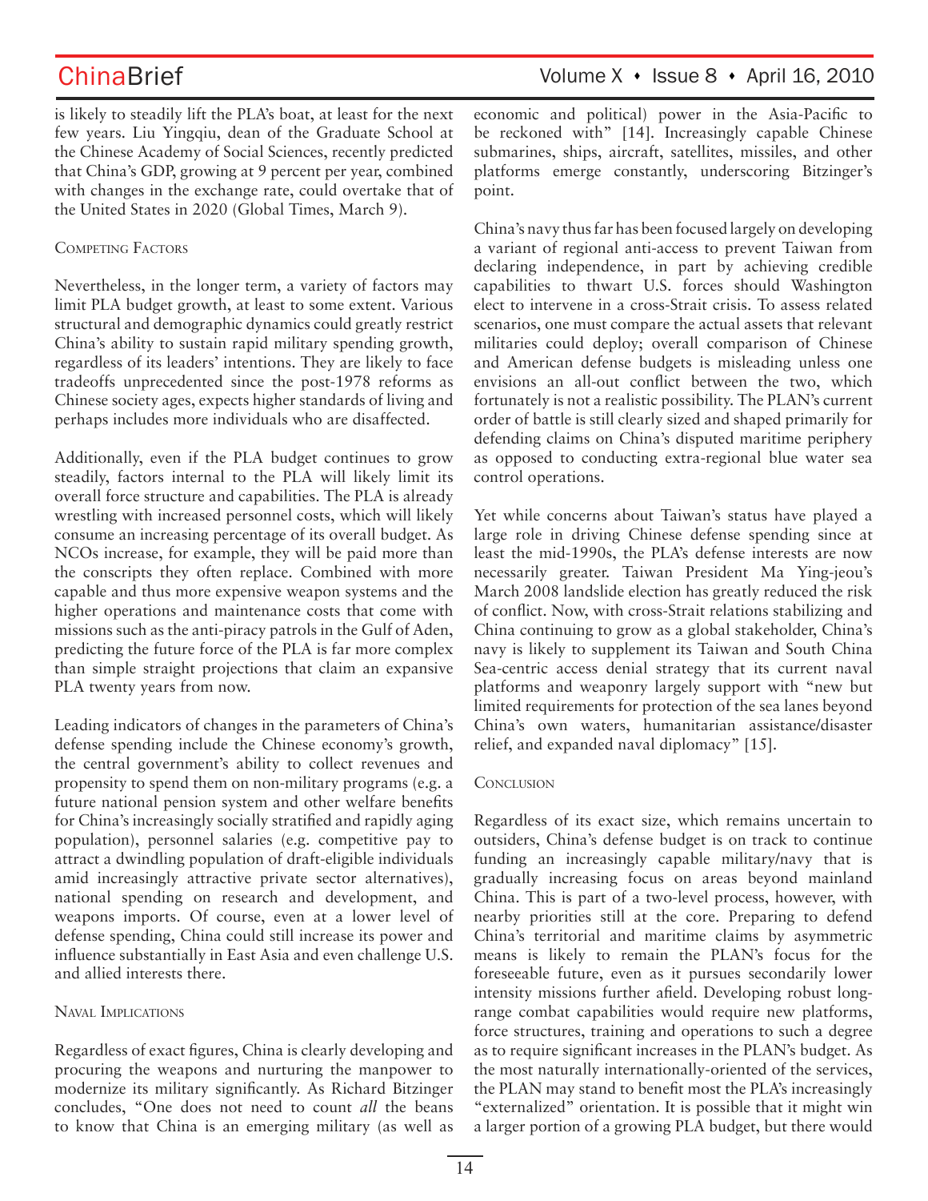is likely to steadily lift the PLA's boat, at least for the next few years. Liu Yingqiu, dean of the Graduate School at the Chinese Academy of Social Sciences, recently predicted that China's GDP, growing at 9 percent per year, combined with changes in the exchange rate, could overtake that of the United States in 2020 (Global Times, March 9).

## Competing Factors

Nevertheless, in the longer term, a variety of factors may limit PLA budget growth, at least to some extent. Various structural and demographic dynamics could greatly restrict China's ability to sustain rapid military spending growth, regardless of its leaders' intentions. They are likely to face tradeoffs unprecedented since the post-1978 reforms as Chinese society ages, expects higher standards of living and perhaps includes more individuals who are disaffected.

Additionally, even if the PLA budget continues to grow steadily, factors internal to the PLA will likely limit its overall force structure and capabilities. The PLA is already wrestling with increased personnel costs, which will likely consume an increasing percentage of its overall budget. As NCOs increase, for example, they will be paid more than the conscripts they often replace. Combined with more capable and thus more expensive weapon systems and the higher operations and maintenance costs that come with missions such as the anti-piracy patrols in the Gulf of Aden, predicting the future force of the PLA is far more complex than simple straight projections that claim an expansive PLA twenty years from now.

Leading indicators of changes in the parameters of China's defense spending include the Chinese economy's growth, the central government's ability to collect revenues and propensity to spend them on non-military programs (e.g. a future national pension system and other welfare benefits for China's increasingly socially stratified and rapidly aging population), personnel salaries (e.g. competitive pay to attract a dwindling population of draft-eligible individuals amid increasingly attractive private sector alternatives), national spending on research and development, and weapons imports. Of course, even at a lower level of defense spending, China could still increase its power and influence substantially in East Asia and even challenge U.S. and allied interests there.

## Naval Implications

Regardless of exact figures, China is clearly developing and procuring the weapons and nurturing the manpower to modernize its military significantly. As Richard Bitzinger concludes, "One does not need to count *all* the beans to know that China is an emerging military (as well as economic and political) power in the Asia-Pacific to be reckoned with" [14]. Increasingly capable Chinese submarines, ships, aircraft, satellites, missiles, and other platforms emerge constantly, underscoring Bitzinger's point.

China's navy thus far has been focused largely on developing a variant of regional anti-access to prevent Taiwan from declaring independence, in part by achieving credible capabilities to thwart U.S. forces should Washington elect to intervene in a cross-Strait crisis. To assess related scenarios, one must compare the actual assets that relevant militaries could deploy; overall comparison of Chinese and American defense budgets is misleading unless one envisions an all-out conflict between the two, which fortunately is not a realistic possibility. The PLAN's current order of battle is still clearly sized and shaped primarily for defending claims on China's disputed maritime periphery as opposed to conducting extra-regional blue water sea control operations.

Yet while concerns about Taiwan's status have played a large role in driving Chinese defense spending since at least the mid-1990s, the PLA's defense interests are now necessarily greater. Taiwan President Ma Ying-jeou's March 2008 landslide election has greatly reduced the risk of conflict. Now, with cross-Strait relations stabilizing and China continuing to grow as a global stakeholder, China's navy is likely to supplement its Taiwan and South China Sea-centric access denial strategy that its current naval platforms and weaponry largely support with "new but limited requirements for protection of the sea lanes beyond China's own waters, humanitarian assistance/disaster relief, and expanded naval diplomacy" [15].

## Conclusion

Regardless of its exact size, which remains uncertain to outsiders, China's defense budget is on track to continue funding an increasingly capable military/navy that is gradually increasing focus on areas beyond mainland China. This is part of a two-level process, however, with nearby priorities still at the core. Preparing to defend China's territorial and maritime claims by asymmetric means is likely to remain the PLAN's focus for the foreseeable future, even as it pursues secondarily lower intensity missions further afield. Developing robust long-range combat capabilities would require new platforms, force structures, training and operations to such a degree as to require significant increases in the PLAN's budget. As the most naturally internationally-oriented of the services, the PLAN may stand to benefit most the PLA's increasingly "externalized" orientation. It is possible that it might win a larger portion of a growing PLA budget, but there would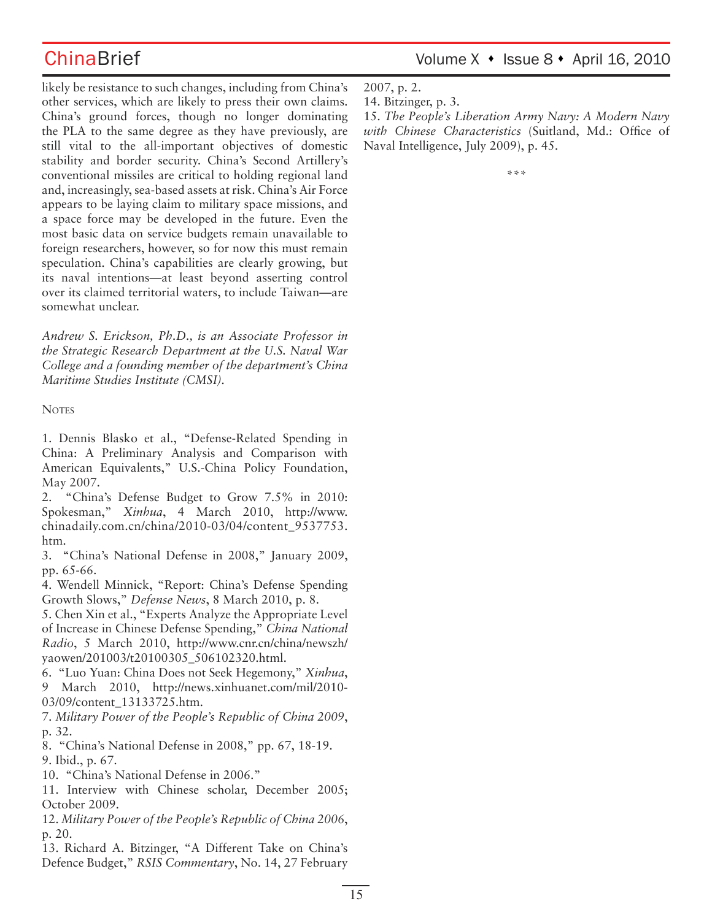likely be resistance to such changes, including from China's other services, which are likely to press their own claims. China's ground forces, though no longer dominating the PLA to the same degree as they have previously, are still vital to the all-important objectives of domestic stability and border security. China's Second Artillery's conventional missiles are critical to holding regional land and, increasingly, sea-based assets at risk. China's Air Force appears to be laying claim to military space missions, and a space force may be developed in the future. Even the most basic data on service budgets remain unavailable to foreign researchers, however, so for now this must remain speculation. China's capabilities are clearly growing, but its naval intentions—at least beyond asserting control over its claimed territorial waters, to include Taiwan—are somewhat unclear.

*Andrew S. Erickson, Ph.D., is an Associate Professor in the Strategic Research Department at the U.S. Naval War College and a founding member of the department's China Maritime Studies Institute (CMSI).*

Notes

1. Dennis Blasko et al., "Defense-Related Spending in China: A Preliminary Analysis and Comparison with American Equivalents," U.S.-China Policy Foundation, May 2007.
2. "China's Defense Budget to Grow 7.5% in 2010: Spokesman," *Xinhua*, 4 March 2010, http://www.chinadaily.com.cn/china/2010-03/04/content_9537753.htm.
3. "China's National Defense in 2008," January 2009, pp. 65-66.
4. Wendell Minnick, "Report: China's Defense Spending Growth Slows," *Defense News*, 8 March 2010, p. 8.
5. Chen Xin et al., "Experts Analyze the Appropriate Level of Increase in Chinese Defense Spending," *China National Radio*, 5 March 2010, http://www.cnr.cn/china/newszh/yaowen/201003/t20100305_506102320.html.
6. "Luo Yuan: China Does not Seek Hegemony," *Xinhua*, 9 March 2010, http://news.xinhuanet.com/mil/2010-03/09/content_13133725.htm.
7. *Military Power of the People's Republic of China 2009*, p. 32.
8. "China's National Defense in 2008," pp. 67, 18-19.
9. Ibid., p. 67.
10. "China's National Defense in 2006."
11. Interview with Chinese scholar, December 2005; October 2009.
12. *Military Power of the People's Republic of China 2006*, p. 20.
13. Richard A. Bitzinger, "A Different Take on China's Defence Budget," *RSIS Commentary*, No. 14, 27 February 2007, p. 2.
14. Bitzinger, p. 3.
15. *The People's Liberation Army Navy: A Modern Navy with Chinese Characteristics* (Suitland, Md.: Office of Naval Intelligence, July 2009), p. 45.

*\*\*